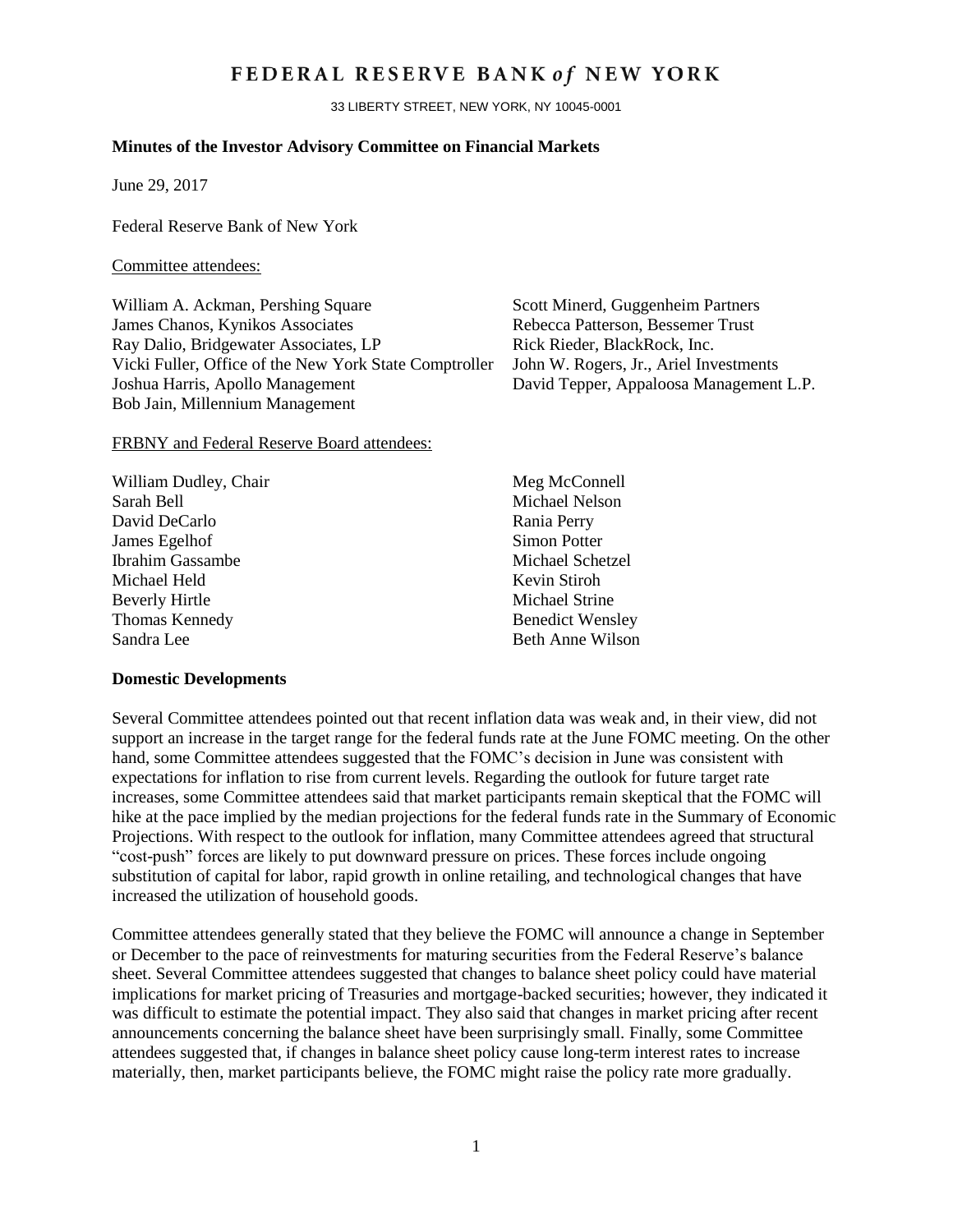# FEDERAL RESERVE BANK *of* NEW YORK

33 LIBERTY STREET, NEW YORK, NY 10045-0001

**Minutes of the Investor Advisory Committee on Financial Markets**

June 29, 2017

Federal Reserve Bank of New York

Committee attendees:

William A. Ackman, Pershing Square
James Chanos, Kynikos Associates
Ray Dalio, Bridgewater Associates, LP
Vicki Fuller, Office of the New York State Comptroller
Joshua Harris, Apollo Management
Bob Jain, Millennium Management
Scott Minerd, Guggenheim Partners
Rebecca Patterson, Bessemer Trust
Rick Rieder, BlackRock, Inc.
John W. Rogers, Jr., Ariel Investments
David Tepper, Appaloosa Management L.P.

FRBNY and Federal Reserve Board attendees:

William Dudley, Chair
Sarah Bell
David DeCarlo
James Egelhof
Ibrahim Gassambe
Michael Held
Beverly Hirtle
Thomas Kennedy
Sandra Lee
Meg McConnell
Michael Nelson
Rania Perry
Simon Potter
Michael Schetzel
Kevin Stiroh
Michael Strine
Benedict Wensley
Beth Anne Wilson

**Domestic Developments**

Several Committee attendees pointed out that recent inflation data was weak and, in their view, did not support an increase in the target range for the federal funds rate at the June FOMC meeting. On the other hand, some Committee attendees suggested that the FOMC's decision in June was consistent with expectations for inflation to rise from current levels. Regarding the outlook for future target rate increases, some Committee attendees said that market participants remain skeptical that the FOMC will hike at the pace implied by the median projections for the federal funds rate in the Summary of Economic Projections. With respect to the outlook for inflation, many Committee attendees agreed that structural "cost-push" forces are likely to put downward pressure on prices. These forces include ongoing substitution of capital for labor, rapid growth in online retailing, and technological changes that have increased the utilization of household goods.

Committee attendees generally stated that they believe the FOMC will announce a change in September or December to the pace of reinvestments for maturing securities from the Federal Reserve's balance sheet. Several Committee attendees suggested that changes to balance sheet policy could have material implications for market pricing of Treasuries and mortgage-backed securities; however, they indicated it was difficult to estimate the potential impact. They also said that changes in market pricing after recent announcements concerning the balance sheet have been surprisingly small. Finally, some Committee attendees suggested that, if changes in balance sheet policy cause long-term interest rates to increase materially, then, market participants believe, the FOMC might raise the policy rate more gradually.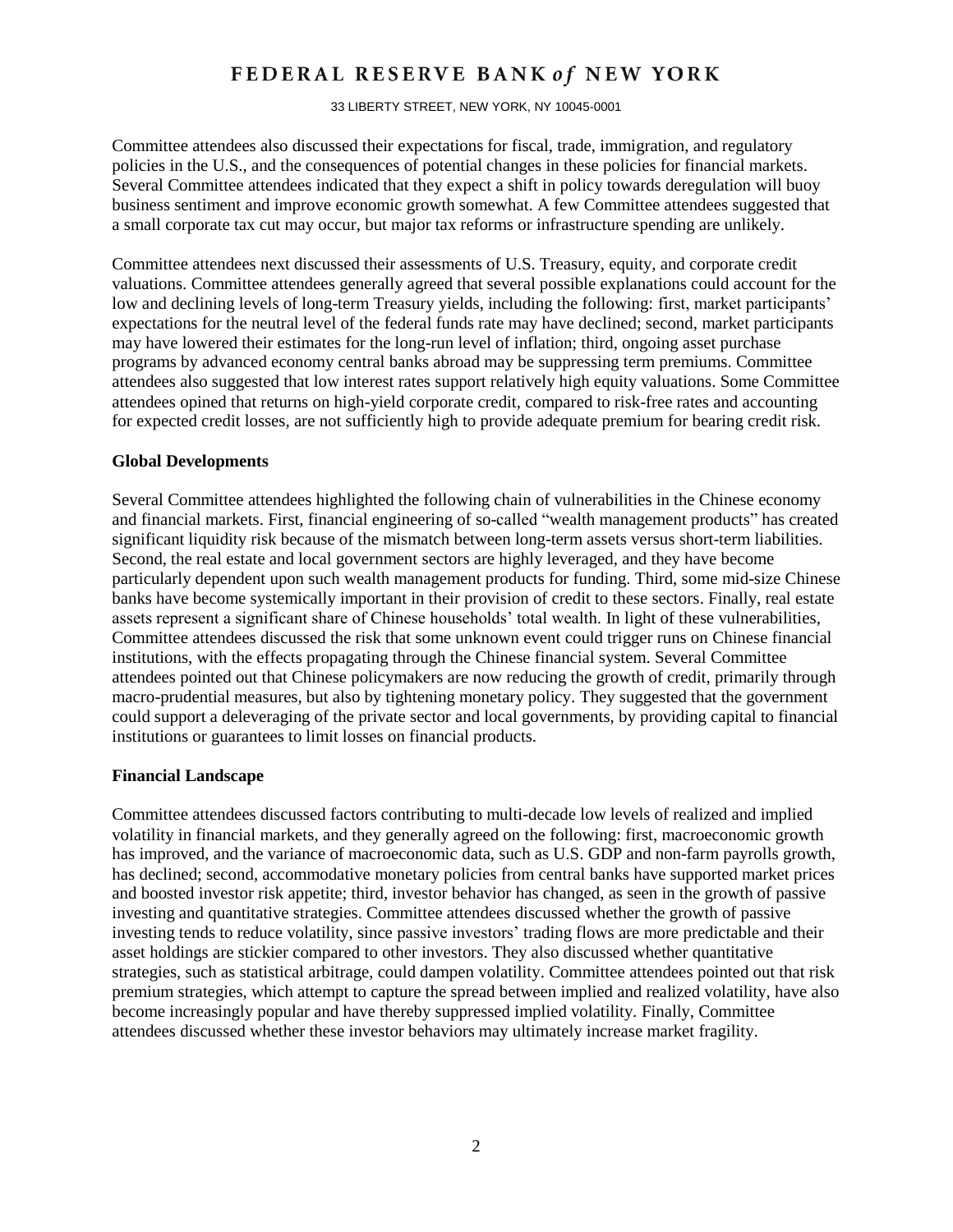Committee attendees also discussed their expectations for fiscal, trade, immigration, and regulatory policies in the U.S., and the consequences of potential changes in these policies for financial markets. Several Committee attendees indicated that they expect a shift in policy towards deregulation will buoy business sentiment and improve economic growth somewhat. A few Committee attendees suggested that a small corporate tax cut may occur, but major tax reforms or infrastructure spending are unlikely.

Committee attendees next discussed their assessments of U.S. Treasury, equity, and corporate credit valuations. Committee attendees generally agreed that several possible explanations could account for the low and declining levels of long-term Treasury yields, including the following: first, market participants' expectations for the neutral level of the federal funds rate may have declined; second, market participants may have lowered their estimates for the long-run level of inflation; third, ongoing asset purchase programs by advanced economy central banks abroad may be suppressing term premiums. Committee attendees also suggested that low interest rates support relatively high equity valuations. Some Committee attendees opined that returns on high-yield corporate credit, compared to risk-free rates and accounting for expected credit losses, are not sufficiently high to provide adequate premium for bearing credit risk.

**Global Developments**

Several Committee attendees highlighted the following chain of vulnerabilities in the Chinese economy and financial markets. First, financial engineering of so-called "wealth management products" has created significant liquidity risk because of the mismatch between long-term assets versus short-term liabilities. Second, the real estate and local government sectors are highly leveraged, and they have become particularly dependent upon such wealth management products for funding. Third, some mid-size Chinese banks have become systemically important in their provision of credit to these sectors. Finally, real estate assets represent a significant share of Chinese households' total wealth. In light of these vulnerabilities, Committee attendees discussed the risk that some unknown event could trigger runs on Chinese financial institutions, with the effects propagating through the Chinese financial system. Several Committee attendees pointed out that Chinese policymakers are now reducing the growth of credit, primarily through macro-prudential measures, but also by tightening monetary policy. They suggested that the government could support a deleveraging of the private sector and local governments, by providing capital to financial institutions or guarantees to limit losses on financial products.

**Financial Landscape**

Committee attendees discussed factors contributing to multi-decade low levels of realized and implied volatility in financial markets, and they generally agreed on the following: first, macroeconomic growth has improved, and the variance of macroeconomic data, such as U.S. GDP and non-farm payrolls growth, has declined; second, accommodative monetary policies from central banks have supported market prices and boosted investor risk appetite; third, investor behavior has changed, as seen in the growth of passive investing and quantitative strategies. Committee attendees discussed whether the growth of passive investing tends to reduce volatility, since passive investors' trading flows are more predictable and their asset holdings are stickier compared to other investors. They also discussed whether quantitative strategies, such as statistical arbitrage, could dampen volatility. Committee attendees pointed out that risk premium strategies, which attempt to capture the spread between implied and realized volatility, have also become increasingly popular and have thereby suppressed implied volatility. Finally, Committee attendees discussed whether these investor behaviors may ultimately increase market fragility.